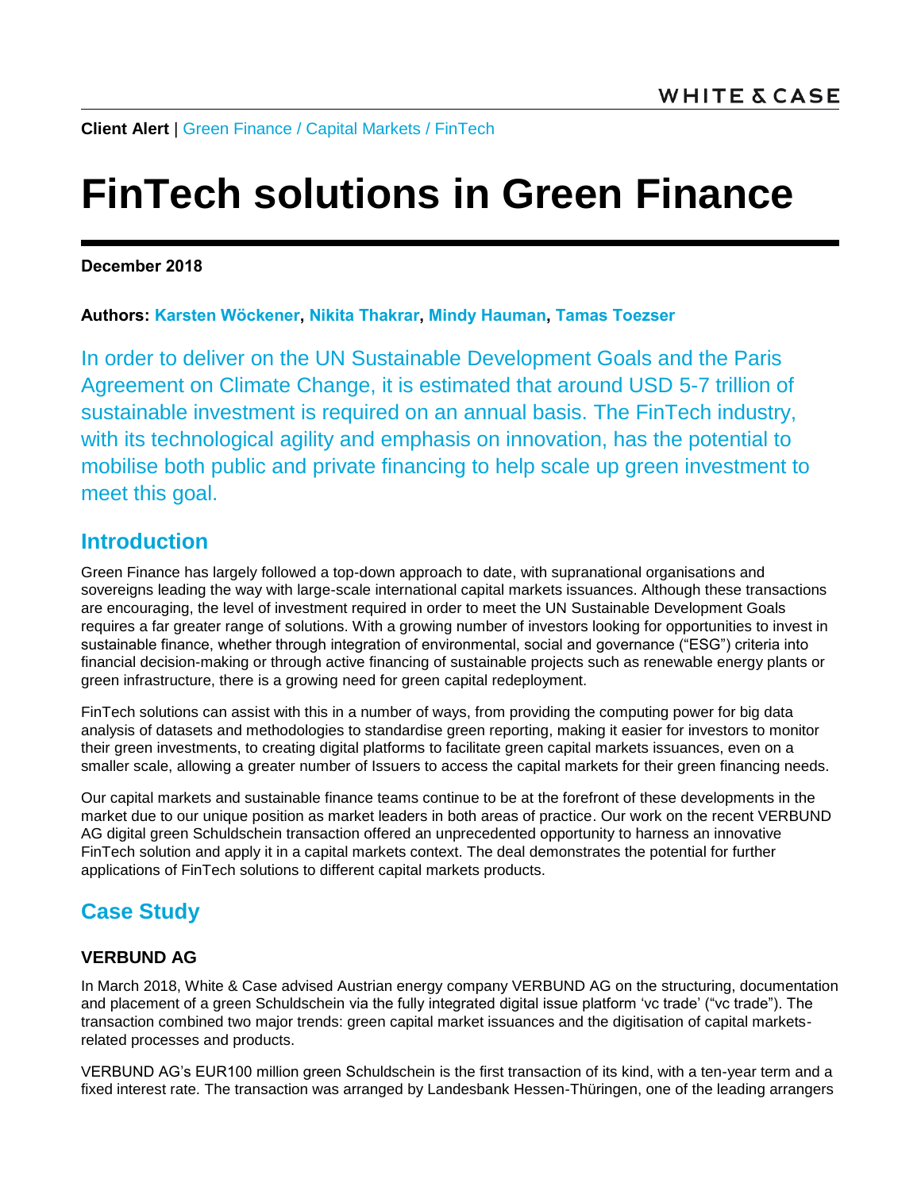**Client Alert** | Green Finance / Capital Markets / FinTech

# FinTech solutions in Green Finance

**December 2018**

**Authors: Karsten Wöckener, Nikita Thakrar, Mindy Hauman, Tamas Toezser**

In order to deliver on the UN Sustainable Development Goals and the Paris Agreement on Climate Change, it is estimated that around USD 5-7 trillion of sustainable investment is required on an annual basis. The FinTech industry, with its technological agility and emphasis on innovation, has the potential to mobilise both public and private financing to help scale up green investment to meet this goal.

## Introduction

Green Finance has largely followed a top-down approach to date, with supranational organisations and sovereigns leading the way with large-scale international capital markets issuances. Although these transactions are encouraging, the level of investment required in order to meet the UN Sustainable Development Goals requires a far greater range of solutions. With a growing number of investors looking for opportunities to invest in sustainable finance, whether through integration of environmental, social and governance ("ESG") criteria into financial decision-making or through active financing of sustainable projects such as renewable energy plants or green infrastructure, there is a growing need for green capital redeployment.

FinTech solutions can assist with this in a number of ways, from providing the computing power for big data analysis of datasets and methodologies to standardise green reporting, making it easier for investors to monitor their green investments, to creating digital platforms to facilitate green capital markets issuances, even on a smaller scale, allowing a greater number of Issuers to access the capital markets for their green financing needs.

Our capital markets and sustainable finance teams continue to be at the forefront of these developments in the market due to our unique position as market leaders in both areas of practice. Our work on the recent VERBUND AG digital green Schuldschein transaction offered an unprecedented opportunity to harness an innovative FinTech solution and apply it in a capital markets context. The deal demonstrates the potential for further applications of FinTech solutions to different capital markets products.

## Case Study

### VERBUND AG

In March 2018, White & Case advised Austrian energy company VERBUND AG on the structuring, documentation and placement of a green Schuldschein via the fully integrated digital issue platform 'vc trade' ("vc trade"). The transaction combined two major trends: green capital market issuances and the digitisation of capital markets-related processes and products.

VERBUND AG's EUR100 million green Schuldschein is the first transaction of its kind, with a ten-year term and a fixed interest rate. The transaction was arranged by Landesbank Hessen-Thüringen, one of the leading arrangers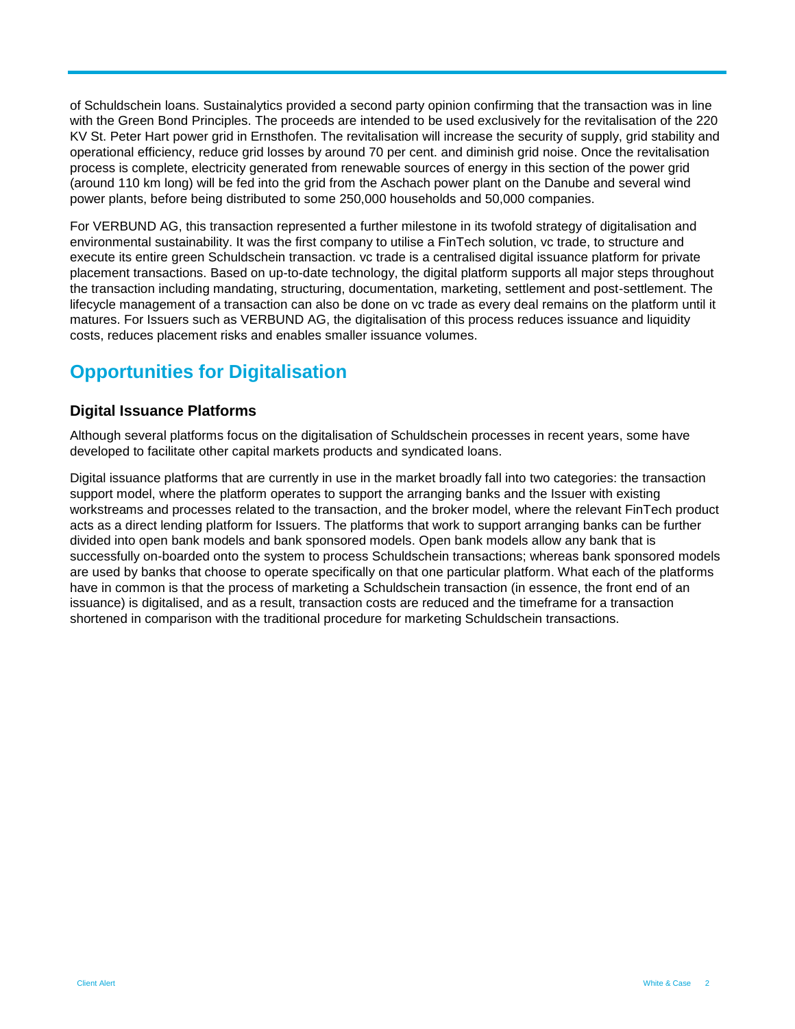of Schuldschein loans. Sustainalytics provided a second party opinion confirming that the transaction was in line with the Green Bond Principles. The proceeds are intended to be used exclusively for the revitalisation of the 220 KV St. Peter Hart power grid in Ernsthofen. The revitalisation will increase the security of supply, grid stability and operational efficiency, reduce grid losses by around 70 per cent. and diminish grid noise. Once the revitalisation process is complete, electricity generated from renewable sources of energy in this section of the power grid (around 110 km long) will be fed into the grid from the Aschach power plant on the Danube and several wind power plants, before being distributed to some 250,000 households and 50,000 companies.

For VERBUND AG, this transaction represented a further milestone in its twofold strategy of digitalisation and environmental sustainability. It was the first company to utilise a FinTech solution, vc trade, to structure and execute its entire green Schuldschein transaction. vc trade is a centralised digital issuance platform for private placement transactions. Based on up-to-date technology, the digital platform supports all major steps throughout the transaction including mandating, structuring, documentation, marketing, settlement and post-settlement. The lifecycle management of a transaction can also be done on vc trade as every deal remains on the platform until it matures. For Issuers such as VERBUND AG, the digitalisation of this process reduces issuance and liquidity costs, reduces placement risks and enables smaller issuance volumes.

## Opportunities for Digitalisation

### Digital Issuance Platforms

Although several platforms focus on the digitalisation of Schuldschein processes in recent years, some have developed to facilitate other capital markets products and syndicated loans.

Digital issuance platforms that are currently in use in the market broadly fall into two categories: the transaction support model, where the platform operates to support the arranging banks and the Issuer with existing workstreams and processes related to the transaction, and the broker model, where the relevant FinTech product acts as a direct lending platform for Issuers. The platforms that work to support arranging banks can be further divided into open bank models and bank sponsored models. Open bank models allow any bank that is successfully on-boarded onto the system to process Schuldschein transactions; whereas bank sponsored models are used by banks that choose to operate specifically on that one particular platform. What each of the platforms have in common is that the process of marketing a Schuldschein transaction (in essence, the front end of an issuance) is digitalised, and as a result, transaction costs are reduced and the timeframe for a transaction shortened in comparison with the traditional procedure for marketing Schuldschein transactions.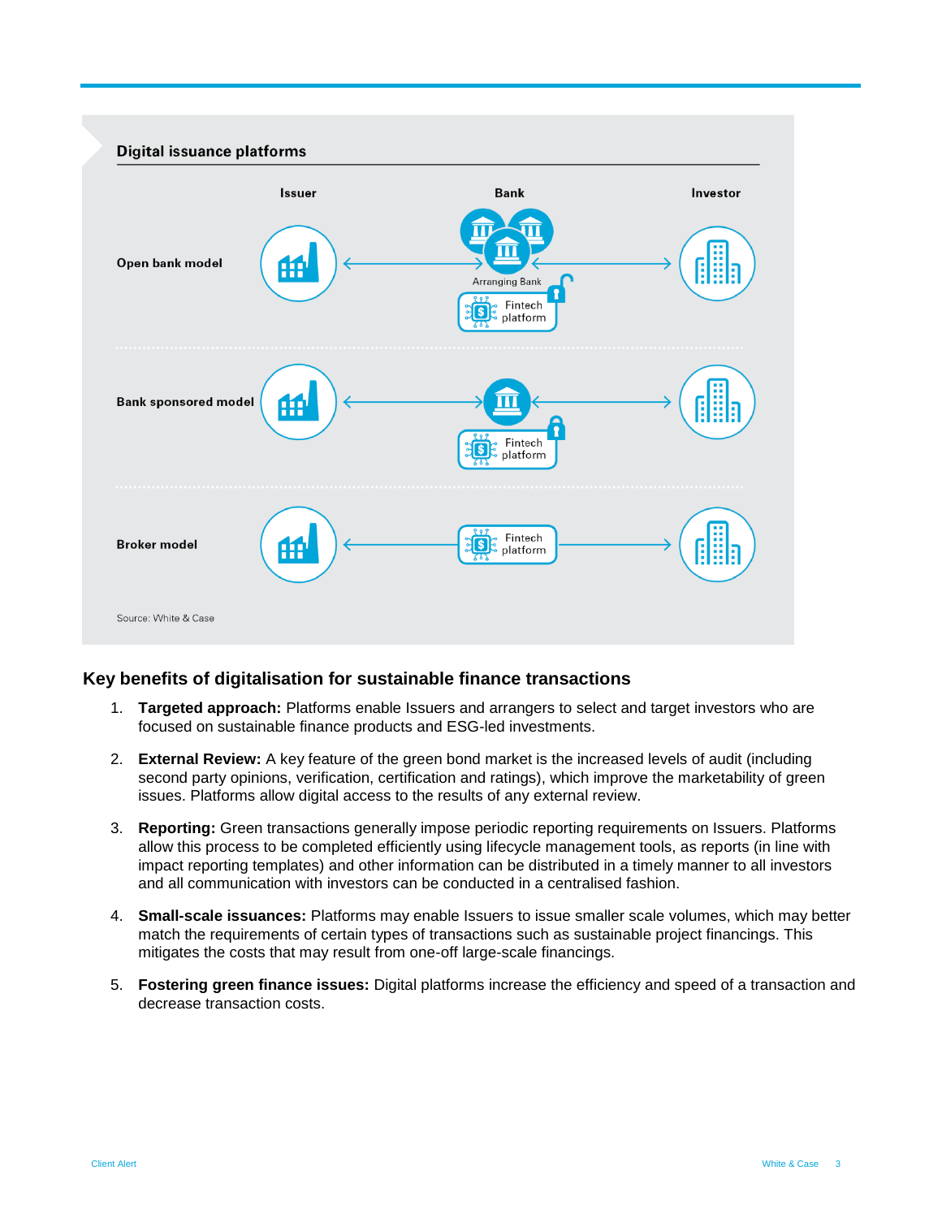## Digital issuance platforms

| | Issuer | Bank | Investor |
|---|---|---|---|
| Open bank model | ↔ | Arranging Bank; Fintech platform | ↔ |
| Bank sponsored model | ↔ | Fintech platform | ↔ |
| Broker model | ↔ | Fintech platform | ↔ |

Source: White & Case

## Key benefits of digitalisation for sustainable finance transactions

1. **Targeted approach:** Platforms enable Issuers and arrangers to select and target investors who are focused on sustainable finance products and ESG-led investments.

2. **External Review:** A key feature of the green bond market is the increased levels of audit (including second party opinions, verification, certification and ratings), which improve the marketability of green issues. Platforms allow digital access to the results of any external review.

3. **Reporting:** Green transactions generally impose periodic reporting requirements on Issuers. Platforms allow this process to be completed efficiently using lifecycle management tools, as reports (in line with impact reporting templates) and other information can be distributed in a timely manner to all investors and all communication with investors can be conducted in a centralised fashion.

4. **Small-scale issuances:** Platforms may enable Issuers to issue smaller scale volumes, which may better match the requirements of certain types of transactions such as sustainable project financings. This mitigates the costs that may result from one-off large-scale financings.

5. **Fostering green finance issues:** Digital platforms increase the efficiency and speed of a transaction and decrease transaction costs.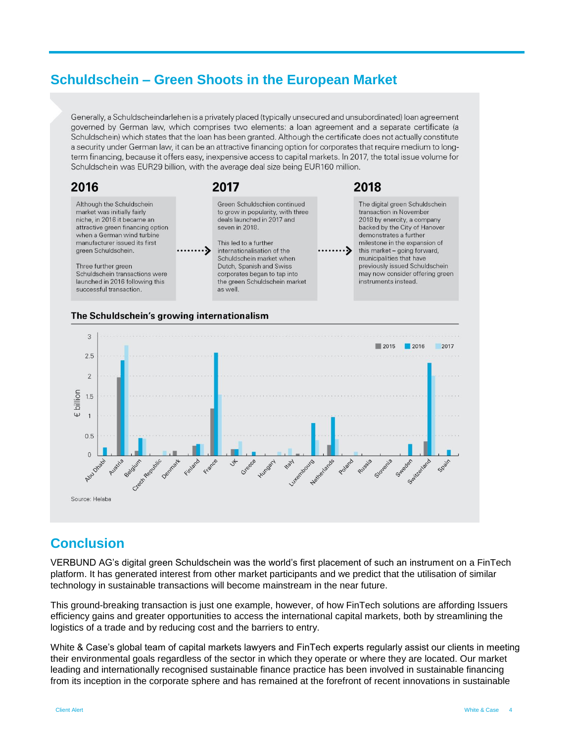## Schuldschein – Green Shoots in the European Market

Generally, a Schuldscheindarlehen is a privately placed (typically unsecured and unsubordinated) loan agreement governed by German law, which comprises two elements: a loan agreement and a separate certificate (a Schuldschein) which states that the loan has been granted. Although the certificate does not actually constitute a security under German law, it can be an attractive financing option for corporates that require medium to long-term financing, because it offers easy, inexpensive access to capital markets. In 2017, the total issue volume for Schuldschein was EUR29 billion, with the average deal size being EUR160 million.

### 2016

Although the Schuldschein market was initially fairly niche, in 2016 it became an attractive green financing option when a German wind turbine manufacturer issued its first green Schuldschein.

Three further green Schuldschein transactions were launched in 2016 following this successful transaction.

### 2017

Green Schuldschien continued to grow in popularity, with three deals launched in 2017 and seven in 2018.

This led to a further internationalisation of the Schuldschein market when Dutch, Spanish and Swiss corporates began to tap into the green Schuldschein market as well.

### 2018

The digital green Schuldschein transaction in November 2018 by enercity, a company backed by the City of Hanover demonstrates a further milestone in the expansion of this market – going forward, municipalities that have previously issued Schuldschein may now consider offering green instruments instead.

**The Schuldschein's growing internationalism**

Source: Helaba

## Conclusion

VERBUND AG's digital green Schuldschein was the world's first placement of such an instrument on a FinTech platform. It has generated interest from other market participants and we predict that the utilisation of similar technology in sustainable transactions will become mainstream in the near future.

This ground-breaking transaction is just one example, however, of how FinTech solutions are affording Issuers efficiency gains and greater opportunities to access the international capital markets, both by streamlining the logistics of a trade and by reducing cost and the barriers to entry.

White & Case's global team of capital markets lawyers and FinTech experts regularly assist our clients in meeting their environmental goals regardless of the sector in which they operate or where they are located. Our market leading and internationally recognised sustainable finance practice has been involved in sustainable financing from its inception in the corporate sphere and has remained at the forefront of recent innovations in sustainable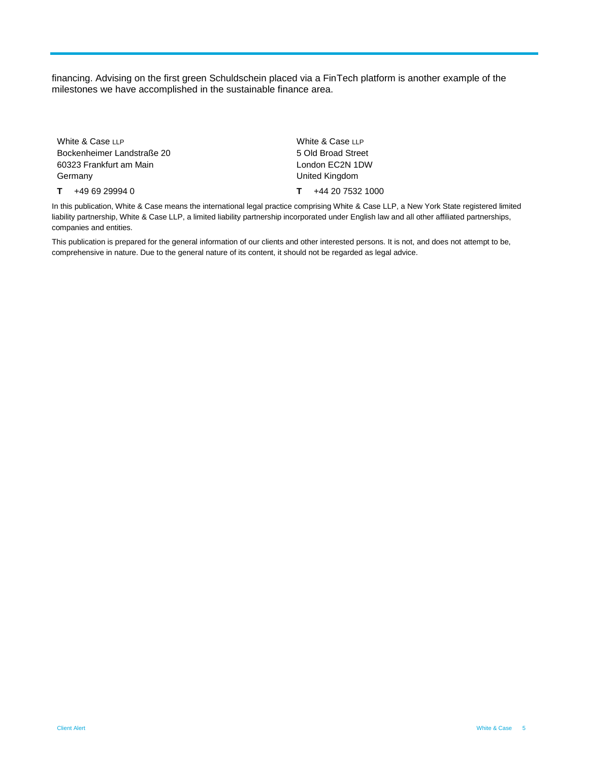financing. Advising on the first green Schuldschein placed via a FinTech platform is another example of the milestones we have accomplished in the sustainable finance area.

White & Case LLP
Bockenheimer Landstraße 20
60323 Frankfurt am Main
Germany

**T** +49 69 29994 0

White & Case LLP
5 Old Broad Street
London EC2N 1DW
United Kingdom

**T** +44 20 7532 1000

In this publication, White & Case means the international legal practice comprising White & Case LLP, a New York State registered limited liability partnership, White & Case LLP, a limited liability partnership incorporated under English law and all other affiliated partnerships, companies and entities.

This publication is prepared for the general information of our clients and other interested persons. It is not, and does not attempt to be, comprehensive in nature. Due to the general nature of its content, it should not be regarded as legal advice.